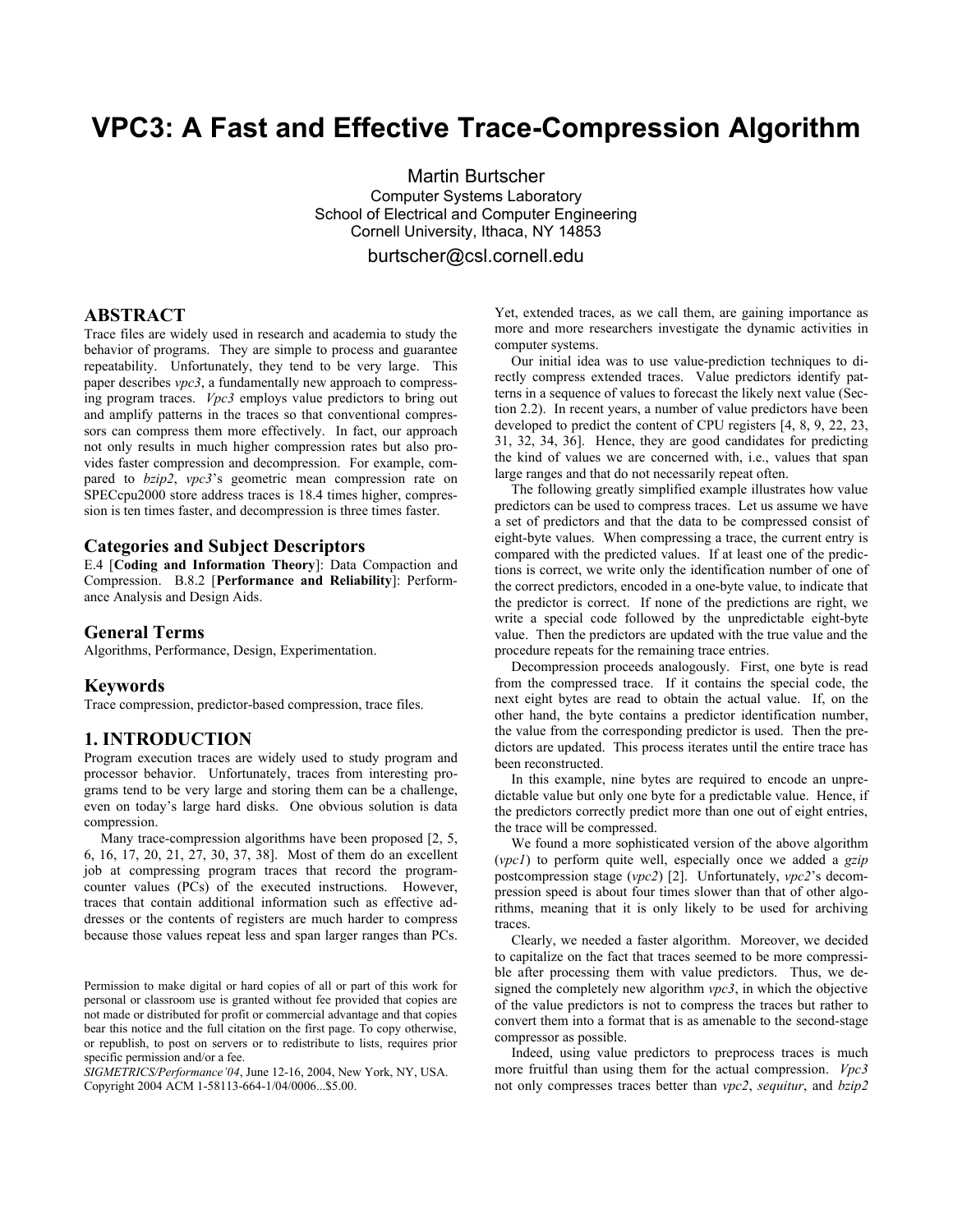# VPC3: A Fast and Effective Trace-Compression Algorithm

Martin Burtscher
Computer Systems Laboratory
School of Electrical and Computer Engineering
Cornell University, Ithaca, NY 14853

burtscher@csl.cornell.edu

## ABSTRACT

Trace files are widely used in research and academia to study the behavior of programs. They are simple to process and guarantee repeatability. Unfortunately, they tend to be very large. This paper describes *vpc3*, a fundamentally new approach to compressing program traces. *Vpc3* employs value predictors to bring out and amplify patterns in the traces so that conventional compressors can compress them more effectively. In fact, our approach not only results in much higher compression rates but also provides faster compression and decompression. For example, compared to *bzip2*, *vpc3*'s geometric mean compression rate on SPECcpu2000 store address traces is 18.4 times higher, compression is ten times faster, and decompression is three times faster.

## Categories and Subject Descriptors

E.4 [**Coding and Information Theory**]: Data Compaction and Compression. B.8.2 [**Performance and Reliability**]: Performance Analysis and Design Aids.

## General Terms

Algorithms, Performance, Design, Experimentation.

## Keywords

Trace compression, predictor-based compression, trace files.

## 1. INTRODUCTION

Program execution traces are widely used to study program and processor behavior. Unfortunately, traces from interesting programs tend to be very large and storing them can be a challenge, even on today's large hard disks. One obvious solution is data compression.

Many trace-compression algorithms have been proposed [2, 5, 6, 16, 17, 20, 21, 27, 30, 37, 38]. Most of them do an excellent job at compressing program traces that record the program-counter values (PCs) of the executed instructions. However, traces that contain additional information such as effective addresses or the contents of registers are much harder to compress because those values repeat less and span larger ranges than PCs. Yet, extended traces, as we call them, are gaining importance as more and more researchers investigate the dynamic activities in computer systems.

Our initial idea was to use value-prediction techniques to directly compress extended traces. Value predictors identify patterns in a sequence of values to forecast the likely next value (Section 2.2). In recent years, a number of value predictors have been developed to predict the content of CPU registers [4, 8, 9, 22, 23, 31, 32, 34, 36]. Hence, they are good candidates for predicting the kind of values we are concerned with, i.e., values that span large ranges and that do not necessarily repeat often.

The following greatly simplified example illustrates how value predictors can be used to compress traces. Let us assume we have a set of predictors and that the data to be compressed consist of eight-byte values. When compressing a trace, the current entry is compared with the predicted values. If at least one of the predictions is correct, we write only the identification number of one of the correct predictors, encoded in a one-byte value, to indicate that the predictor is correct. If none of the predictions are right, we write a special code followed by the unpredictable eight-byte value. Then the predictors are updated with the true value and the procedure repeats for the remaining trace entries.

Decompression proceeds analogously. First, one byte is read from the compressed trace. If it contains the special code, the next eight bytes are read to obtain the actual value. If, on the other hand, the byte contains a predictor identification number, the value from the corresponding predictor is used. Then the predictors are updated. This process iterates until the entire trace has been reconstructed.

In this example, nine bytes are required to encode an unpredictable value but only one byte for a predictable value. Hence, if the predictors correctly predict more than one out of eight entries, the trace will be compressed.

We found a more sophisticated version of the above algorithm (*vpc1*) to perform quite well, especially once we added a *gzip* postcompression stage (*vpc2*) [2]. Unfortunately, *vpc2*'s decompression speed is about four times slower than that of other algorithms, meaning that it is only likely to be used for archiving traces.

Clearly, we needed a faster algorithm. Moreover, we decided to capitalize on the fact that traces seemed to be more compressible after processing them with value predictors. Thus, we designed the completely new algorithm *vpc3*, in which the objective of the value predictors is not to compress the traces but rather to convert them into a format that is as amenable to the second-stage compressor as possible.

Indeed, using value predictors to preprocess traces is much more fruitful than using them for the actual compression. *Vpc3* not only compresses traces better than *vpc2*, *sequitur*, and *bzip2*

Permission to make digital or hard copies of all or part of this work for personal or classroom use is granted without fee provided that copies are not made or distributed for profit or commercial advantage and that copies bear this notice and the full citation on the first page. To copy otherwise, or republish, to post on servers or to redistribute to lists, requires prior specific permission and/or a fee.
*SIGMETRICS/Performance'04*, June 12-16, 2004, New York, NY, USA.
Copyright 2004 ACM 1-58113-664-1/04/0006...$5.00.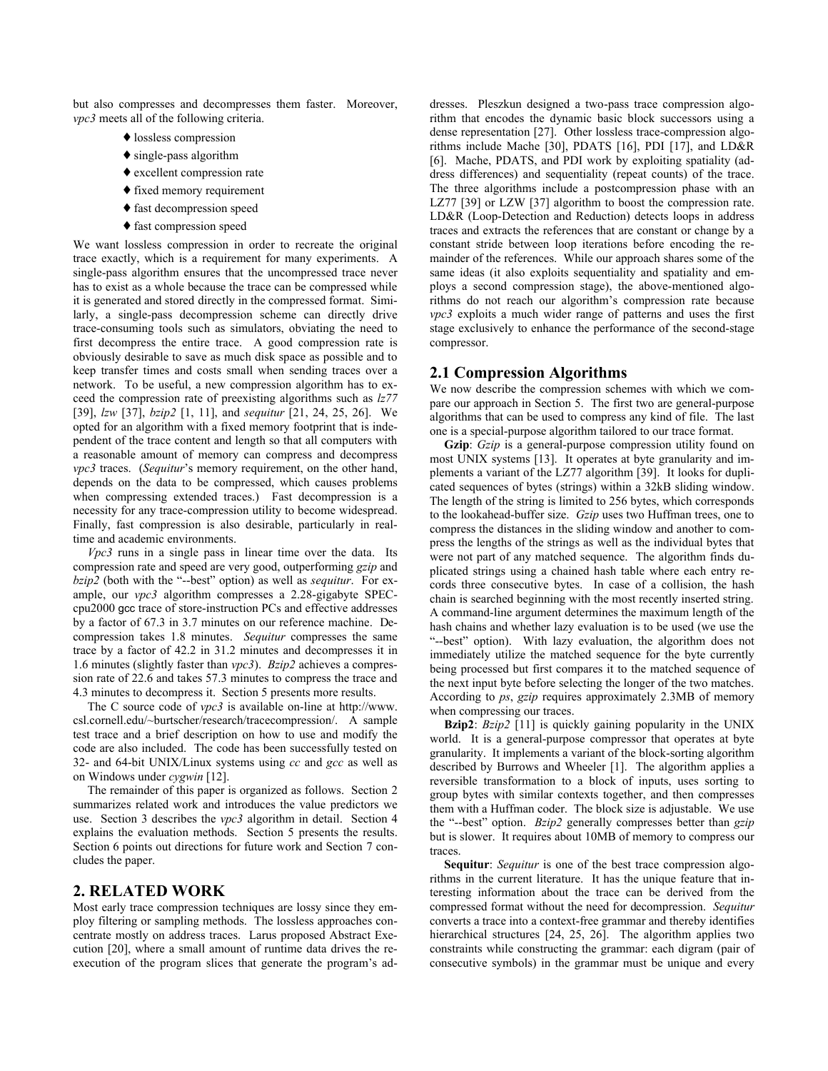but also compresses and decompresses them faster. Moreover, *vpc3* meets all of the following criteria.

- ♦ lossless compression
- ♦ single-pass algorithm
- ♦ excellent compression rate
- ♦ fixed memory requirement
- ♦ fast decompression speed
- ♦ fast compression speed

We want lossless compression in order to recreate the original trace exactly, which is a requirement for many experiments. A single-pass algorithm ensures that the uncompressed trace never has to exist as a whole because the trace can be compressed while it is generated and stored directly in the compressed format. Similarly, a single-pass decompression scheme can directly drive trace-consuming tools such as simulators, obviating the need to first decompress the entire trace. A good compression rate is obviously desirable to save as much disk space as possible and to keep transfer times and costs small when sending traces over a network. To be useful, a new compression algorithm has to exceed the compression rate of preexisting algorithms such as *lz77* [39], *lzw* [37], *bzip2* [1, 11], and *sequitur* [21, 24, 25, 26]. We opted for an algorithm with a fixed memory footprint that is independent of the trace content and length so that all computers with a reasonable amount of memory can compress and decompress *vpc3* traces. (*Sequitur*'s memory requirement, on the other hand, depends on the data to be compressed, which causes problems when compressing extended traces.) Fast decompression is a necessity for any trace-compression utility to become widespread. Finally, fast compression is also desirable, particularly in real-time and academic environments.

*Vpc3* runs in a single pass in linear time over the data. Its compression rate and speed are very good, outperforming *gzip* and *bzip2* (both with the "--best" option) as well as *sequitur*. For example, our *vpc3* algorithm compresses a 2.28-gigabyte SPECcpu2000 gcc trace of store-instruction PCs and effective addresses by a factor of 67.3 in 3.7 minutes on our reference machine. Decompression takes 1.8 minutes. *Sequitur* compresses the same trace by a factor of 42.2 in 31.2 minutes and decompresses it in 1.6 minutes (slightly faster than *vpc3*). *Bzip2* achieves a compression rate of 22.6 and takes 57.3 minutes to compress the trace and 4.3 minutes to decompress it. Section 5 presents more results.

The C source code of *vpc3* is available on-line at http://www.csl.cornell.edu/~burtscher/research/tracecompression/. A sample test trace and a brief description on how to use and modify the code are also included. The code has been successfully tested on 32- and 64-bit UNIX/Linux systems using *cc* and *gcc* as well as on Windows under *cygwin* [12].

The remainder of this paper is organized as follows. Section 2 summarizes related work and introduces the value predictors we use. Section 3 describes the *vpc3* algorithm in detail. Section 4 explains the evaluation methods. Section 5 presents the results. Section 6 points out directions for future work and Section 7 concludes the paper.

## 2. RELATED WORK

Most early trace compression techniques are lossy since they employ filtering or sampling methods. The lossless approaches concentrate mostly on address traces. Larus proposed Abstract Execution [20], where a small amount of runtime data drives the re-execution of the program slices that generate the program's addresses. Pleszkun designed a two-pass trace compression algorithm that encodes the dynamic basic block successors using a dense representation [27]. Other lossless trace-compression algorithms include Mache [30], PDATS [16], PDI [17], and LD&R [6]. Mache, PDATS, and PDI work by exploiting spatiality (address differences) and sequentiality (repeat counts) of the trace. The three algorithms include a postcompression phase with an LZ77 [39] or LZW [37] algorithm to boost the compression rate. LD&R (Loop-Detection and Reduction) detects loops in address traces and extracts the references that are constant or change by a constant stride between loop iterations before encoding the remainder of the references. While our approach shares some of the same ideas (it also exploits sequentiality and spatiality and employs a second compression stage), the above-mentioned algorithms do not reach our algorithm's compression rate because *vpc3* exploits a much wider range of patterns and uses the first stage exclusively to enhance the performance of the second-stage compressor.

### 2.1 Compression Algorithms

We now describe the compression schemes with which we compare our approach in Section 5. The first two are general-purpose algorithms that can be used to compress any kind of file. The last one is a special-purpose algorithm tailored to our trace format.

**Gzip**: *Gzip* is a general-purpose compression utility found on most UNIX systems [13]. It operates at byte granularity and implements a variant of the LZ77 algorithm [39]. It looks for duplicated sequences of bytes (strings) within a 32kB sliding window. The length of the string is limited to 256 bytes, which corresponds to the lookahead-buffer size. *Gzip* uses two Huffman trees, one to compress the distances in the sliding window and another to compress the lengths of the strings as well as the individual bytes that were not part of any matched sequence. The algorithm finds duplicated strings using a chained hash table where each entry records three consecutive bytes. In case of a collision, the hash chain is searched beginning with the most recently inserted string. A command-line argument determines the maximum length of the hash chains and whether lazy evaluation is to be used (we use the "--best" option). With lazy evaluation, the algorithm does not immediately utilize the matched sequence for the byte currently being processed but first compares it to the matched sequence of the next input byte before selecting the longer of the two matches. According to *ps*, *gzip* requires approximately 2.3MB of memory when compressing our traces.

**Bzip2**: *Bzip2* [11] is quickly gaining popularity in the UNIX world. It is a general-purpose compressor that operates at byte granularity. It implements a variant of the block-sorting algorithm described by Burrows and Wheeler [1]. The algorithm applies a reversible transformation to a block of inputs, uses sorting to group bytes with similar contexts together, and then compresses them with a Huffman coder. The block size is adjustable. We use the "--best" option. *Bzip2* generally compresses better than *gzip* but is slower. It requires about 10MB of memory to compress our traces.

**Sequitur**: *Sequitur* is one of the best trace compression algorithms in the current literature. It has the unique feature that interesting information about the trace can be derived from the compressed format without the need for decompression. *Sequitur* converts a trace into a context-free grammar and thereby identifies hierarchical structures [24, 25, 26]. The algorithm applies two constraints while constructing the grammar: each digram (pair of consecutive symbols) in the grammar must be unique and every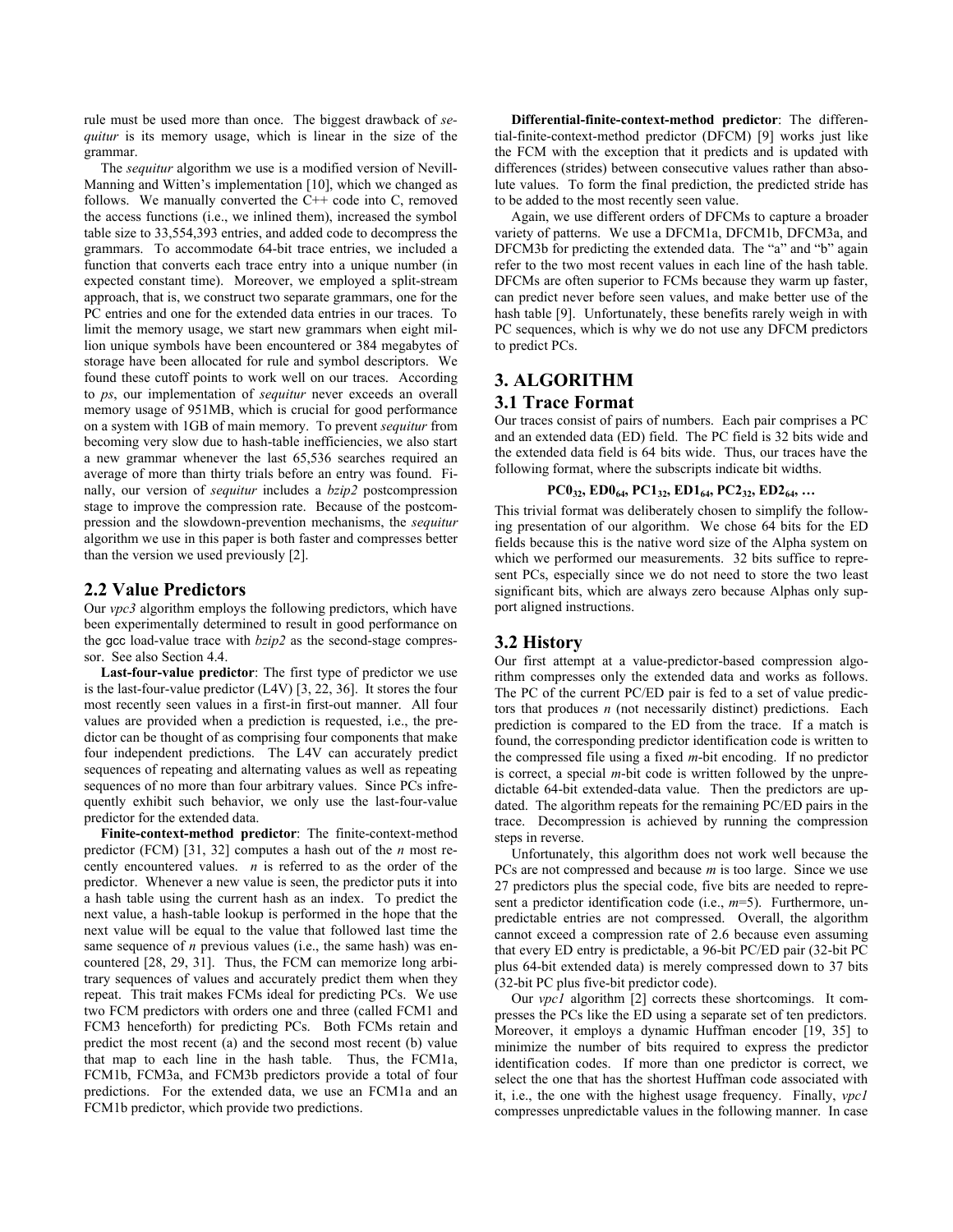rule must be used more than once. The biggest drawback of *sequitur* is its memory usage, which is linear in the size of the grammar.

The *sequitur* algorithm we use is a modified version of Nevill-Manning and Witten's implementation [10], which we changed as follows. We manually converted the C++ code into C, removed the access functions (i.e., we inlined them), increased the symbol table size to 33,554,393 entries, and added code to decompress the grammars. To accommodate 64-bit trace entries, we included a function that converts each trace entry into a unique number (in expected constant time). Moreover, we employed a split-stream approach, that is, we construct two separate grammars, one for the PC entries and one for the extended data entries in our traces. To limit the memory usage, we start new grammars when eight million unique symbols have been encountered or 384 megabytes of storage have been allocated for rule and symbol descriptors. We found these cutoff points to work well on our traces. According to *ps*, our implementation of *sequitur* never exceeds an overall memory usage of 951MB, which is crucial for good performance on a system with 1GB of main memory. To prevent *sequitur* from becoming very slow due to hash-table inefficiencies, we also start a new grammar whenever the last 65,536 searches required an average of more than thirty trials before an entry was found. Finally, our version of *sequitur* includes a *bzip2* postcompression stage to improve the compression rate. Because of the postcompression and the slowdown-prevention mechanisms, the *sequitur* algorithm we use in this paper is both faster and compresses better than the version we used previously [2].

## 2.2 Value Predictors

Our *vpc3* algorithm employs the following predictors, which have been experimentally determined to result in good performance on the gcc load-value trace with *bzip2* as the second-stage compressor. See also Section 4.4.

**Last-four-value predictor**: The first type of predictor we use is the last-four-value predictor (L4V) [3, 22, 36]. It stores the four most recently seen values in a first-in first-out manner. All four values are provided when a prediction is requested, i.e., the predictor can be thought of as comprising four components that make four independent predictions. The L4V can accurately predict sequences of repeating and alternating values as well as repeating sequences of no more than four arbitrary values. Since PCs infrequently exhibit such behavior, we only use the last-four-value predictor for the extended data.

**Finite-context-method predictor**: The finite-context-method predictor (FCM) [31, 32] computes a hash out of the $n$ most recently encountered values. $n$ is referred to as the order of the predictor. Whenever a new value is seen, the predictor puts it into a hash table using the current hash as an index. To predict the next value, a hash-table lookup is performed in the hope that the next value will be equal to the value that followed last time the same sequence of $n$ previous values (i.e., the same hash) was encountered [28, 29, 31]. Thus, the FCM can memorize long arbitrary sequences of values and accurately predict them when they repeat. This trait makes FCMs ideal for predicting PCs. We use two FCM predictors with orders one and three (called FCM1 and FCM3 henceforth) for predicting PCs. Both FCMs retain and predict the most recent (a) and the second most recent (b) value that map to each line in the hash table. Thus, the FCM1a, FCM1b, FCM3a, and FCM3b predictors provide a total of four predictions. For the extended data, we use an FCM1a and an FCM1b predictor, which provide two predictions.

**Differential-finite-context-method predictor**: The differential-finite-context-method predictor (DFCM) [9] works just like the FCM with the exception that it predicts and is updated with differences (strides) between consecutive values rather than absolute values. To form the final prediction, the predicted stride has to be added to the most recently seen value.

Again, we use different orders of DFCMs to capture a broader variety of patterns. We use a DFCM1a, DFCM1b, DFCM3a, and DFCM3b for predicting the extended data. The "a" and "b" again refer to the two most recent values in each line of the hash table. DFCMs are often superior to FCMs because they warm up faster, can predict never before seen values, and make better use of the hash table [9]. Unfortunately, these benefits rarely weigh in with PC sequences, which is why we do not use any DFCM predictors to predict PCs.

# 3. ALGORITHM

## 3.1 Trace Format

Our traces consist of pairs of numbers. Each pair comprises a PC and an extended data (ED) field. The PC field is 32 bits wide and the extended data field is 64 bits wide. Thus, our traces have the following format, where the subscripts indicate bit widths.

$$\mathbf{PC0_{32}, ED0_{64}, PC1_{32}, ED1_{64}, PC2_{32}, ED2_{64}, \ldots}$$

This trivial format was deliberately chosen to simplify the following presentation of our algorithm. We chose 64 bits for the ED fields because this is the native word size of the Alpha system on which we performed our measurements. 32 bits suffice to represent PCs, especially since we do not need to store the two least significant bits, which are always zero because Alphas only support aligned instructions.

## 3.2 History

Our first attempt at a value-predictor-based compression algorithm compresses only the extended data and works as follows. The PC of the current PC/ED pair is fed to a set of value predictors that produces $n$ (not necessarily distinct) predictions. Each prediction is compared to the ED from the trace. If a match is found, the corresponding predictor identification code is written to the compressed file using a fixed $m$-bit encoding. If no predictor is correct, a special $m$-bit code is written followed by the unpredictable 64-bit extended-data value. Then the predictors are updated. The algorithm repeats for the remaining PC/ED pairs in the trace. Decompression is achieved by running the compression steps in reverse.

Unfortunately, this algorithm does not work well because the PCs are not compressed and because $m$ is too large. Since we use 27 predictors plus the special code, five bits are needed to represent a predictor identification code (i.e., $m$=5). Furthermore, unpredictable entries are not compressed. Overall, the algorithm cannot exceed a compression rate of 2.6 because even assuming that every ED entry is predictable, a 96-bit PC/ED pair (32-bit PC plus 64-bit extended data) is merely compressed down to 37 bits (32-bit PC plus five-bit predictor code).

Our *vpc1* algorithm [2] corrects these shortcomings. It compresses the PCs like the ED using a separate set of ten predictors. Moreover, it employs a dynamic Huffman encoder [19, 35] to minimize the number of bits required to express the predictor identification codes. If more than one predictor is correct, we select the one that has the shortest Huffman code associated with it, i.e., the one with the highest usage frequency. Finally, *vpc1* compresses unpredictable values in the following manner. In case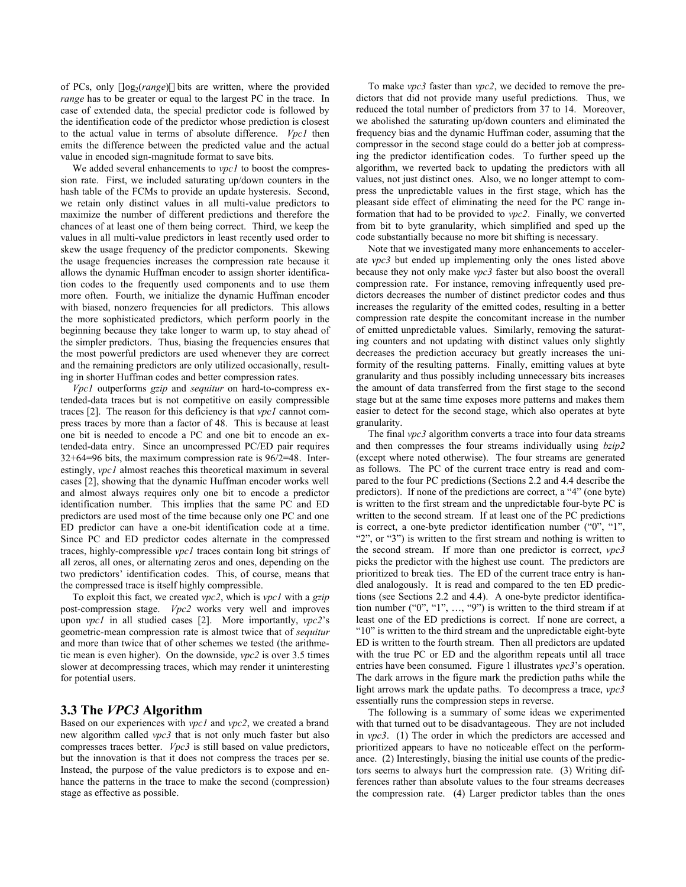of PCs, only $\lceil \log_2(range) \rceil$ bits are written, where the provided *range* has to be greater or equal to the largest PC in the trace. In case of extended data, the special predictor code is followed by the identification code of the predictor whose prediction is closest to the actual value in terms of absolute difference. *Vpc1* then emits the difference between the predicted value and the actual value in encoded sign-magnitude format to save bits.

We added several enhancements to *vpc1* to boost the compression rate. First, we included saturating up/down counters in the hash table of the FCMs to provide an update hysteresis. Second, we retain only distinct values in all multi-value predictors to maximize the number of different predictions and therefore the chances of at least one of them being correct. Third, we keep the values in all multi-value predictors in least recently used order to skew the usage frequency of the predictor components. Skewing the usage frequencies increases the compression rate because it allows the dynamic Huffman encoder to assign shorter identification codes to the frequently used components and to use them more often. Fourth, we initialize the dynamic Huffman encoder with biased, nonzero frequencies for all predictors. This allows the more sophisticated predictors, which perform poorly in the beginning because they take longer to warm up, to stay ahead of the simpler predictors. Thus, biasing the frequencies ensures that the most powerful predictors are used whenever they are correct and the remaining predictors are only utilized occasionally, resulting in shorter Huffman codes and better compression rates.

*Vpc1* outperforms *gzip* and *sequitur* on hard-to-compress extended-data traces but is not competitive on easily compressible traces [2]. The reason for this deficiency is that *vpc1* cannot compress traces by more than a factor of 48. This is because at least one bit is needed to encode a PC and one bit to encode an extended-data entry. Since an uncompressed PC/ED pair requires 32+64=96 bits, the maximum compression rate is 96/2=48. Interestingly, *vpc1* almost reaches this theoretical maximum in several cases [2], showing that the dynamic Huffman encoder works well and almost always requires only one bit to encode a predictor identification number. This implies that the same PC and ED predictors are used most of the time because only one PC and one ED predictor can have a one-bit identification code at a time. Since PC and ED predictor codes alternate in the compressed traces, highly-compressible *vpc1* traces contain long bit strings of all zeros, all ones, or alternating zeros and ones, depending on the two predictors' identification codes. This, of course, means that the compressed trace is itself highly compressible.

To exploit this fact, we created *vpc2*, which is *vpc1* with a *gzip* post-compression stage. *Vpc2* works very well and improves upon *vpc1* in all studied cases [2]. More importantly, *vpc2*'s geometric-mean compression rate is almost twice that of *sequitur* and more than twice that of other schemes we tested (the arithmetic mean is even higher). On the downside, *vpc2* is over 3.5 times slower at decompressing traces, which may render it uninteresting for potential users.

### 3.3 The *VPC3* Algorithm

Based on our experiences with *vpc1* and *vpc2*, we created a brand new algorithm called *vpc3* that is not only much faster but also compresses traces better. *Vpc3* is still based on value predictors, but the innovation is that it does not compress the traces per se. Instead, the purpose of the value predictors is to expose and enhance the patterns in the trace to make the second (compression) stage as effective as possible.

To make *vpc3* faster than *vpc2*, we decided to remove the predictors that did not provide many useful predictions. Thus, we reduced the total number of predictors from 37 to 14. Moreover, we abolished the saturating up/down counters and eliminated the frequency bias and the dynamic Huffman coder, assuming that the compressor in the second stage could do a better job at compressing the predictor identification codes. To further speed up the algorithm, we reverted back to updating the predictors with all values, not just distinct ones. Also, we no longer attempt to compress the unpredictable values in the first stage, which has the pleasant side effect of eliminating the need for the PC range information that had to be provided to *vpc2*. Finally, we converted from bit to byte granularity, which simplified and sped up the code substantially because no more bit shifting is necessary.

Note that we investigated many more enhancements to accelerate *vpc3* but ended up implementing only the ones listed above because they not only make *vpc3* faster but also boost the overall compression rate. For instance, removing infrequently used predictors decreases the number of distinct predictor codes and thus increases the regularity of the emitted codes, resulting in a better compression rate despite the concomitant increase in the number of emitted unpredictable values. Similarly, removing the saturating counters and not updating with distinct values only slightly decreases the prediction accuracy but greatly increases the uniformity of the resulting patterns. Finally, emitting values at byte granularity and thus possibly including unnecessary bits increases the amount of data transferred from the first stage to the second stage but at the same time exposes more patterns and makes them easier to detect for the second stage, which also operates at byte granularity.

The final *vpc3* algorithm converts a trace into four data streams and then compresses the four streams individually using *bzip2* (except where noted otherwise). The four streams are generated as follows. The PC of the current trace entry is read and compared to the four PC predictions (Sections 2.2 and 4.4 describe the predictors). If none of the predictions are correct, a "4" (one byte) is written to the first stream and the unpredictable four-byte PC is written to the second stream. If at least one of the PC predictions is correct, a one-byte predictor identification number ("0", "1", "2", or "3") is written to the first stream and nothing is written to the second stream. If more than one predictor is correct, *vpc3* picks the predictor with the highest use count. The predictors are prioritized to break ties. The ED of the current trace entry is handled analogously. It is read and compared to the ten ED predictions (see Sections 2.2 and 4.4). A one-byte predictor identification number ("0", "1", …, "9") is written to the third stream if at least one of the ED predictions is correct. If none are correct, a "10" is written to the third stream and the unpredictable eight-byte ED is written to the fourth stream. Then all predictors are updated with the true PC or ED and the algorithm repeats until all trace entries have been consumed. Figure 1 illustrates *vpc3*'s operation. The dark arrows in the figure mark the prediction paths while the light arrows mark the update paths. To decompress a trace, *vpc3* essentially runs the compression steps in reverse.

The following is a summary of some ideas we experimented with that turned out to be disadvantageous. They are not included in *vpc3*. (1) The order in which the predictors are accessed and prioritized appears to have no noticeable effect on the performance. (2) Interestingly, biasing the initial use counts of the predictors seems to always hurt the compression rate. (3) Writing differences rather than absolute values to the four streams decreases the compression rate. (4) Larger predictor tables than the ones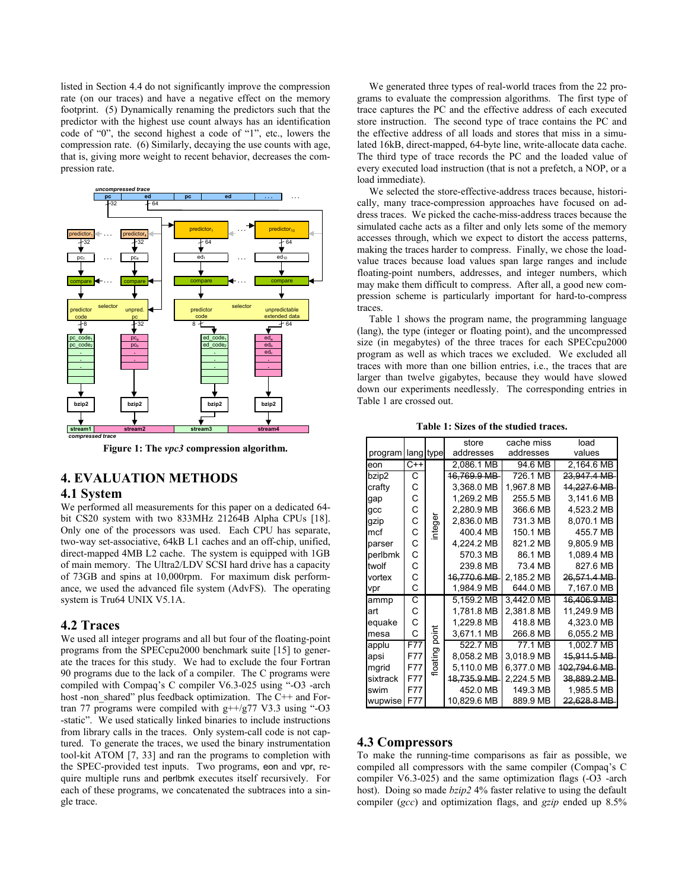listed in Section 4.4 do not significantly improve the compression rate (on our traces) and have a negative effect on the memory footprint. (5) Dynamically renaming the predictors such that the predictor with the highest use count always has an identification code of "0", the second highest a code of "1", etc., lowers the compression rate. (6) Similarly, decaying the use counts with age, that is, giving more weight to recent behavior, decreases the compression rate.

**Figure 1: The *vpc3* compression algorithm.**

## 4. EVALUATION METHODS

### 4.1 System

We performed all measurements for this paper on a dedicated 64-bit CS20 system with two 833MHz 21264B Alpha CPUs [18]. Only one of the processors was used. Each CPU has separate, two-way set-associative, 64kB L1 caches and an off-chip, unified, direct-mapped 4MB L2 cache. The system is equipped with 1GB of main memory. The Ultra2/LDV SCSI hard drive has a capacity of 73GB and spins at 10,000rpm. For maximum disk performance, we used the advanced file system (AdvFS). The operating system is Tru64 UNIX V5.1A.

### 4.2 Traces

We used all integer programs and all but four of the floating-point programs from the SPECcpu2000 benchmark suite [15] to generate the traces for this study. We had to exclude the four Fortran 90 programs due to the lack of a compiler. The C programs were compiled with Compaq's C compiler V6.3-025 using "-O3 -arch host -non_shared" plus feedback optimization. The C++ and Fortran 77 programs were compiled with g++/g77 V3.3 using "-O3 -static". We used statically linked binaries to include instructions from library calls in the traces. Only system-call code is not captured. To generate the traces, we used the binary instrumentation tool-kit ATOM [7, 33] and ran the programs to completion with the SPEC-provided test inputs. Two programs, eon and vpr, require multiple runs and perlbmk executes itself recursively. For each of these programs, we concatenated the subtraces into a single trace.

We generated three types of real-world traces from the 22 programs to evaluate the compression algorithms. The first type of trace captures the PC and the effective address of each executed store instruction. The second type of trace contains the PC and the effective address of all loads and stores that miss in a simulated 16kB, direct-mapped, 64-byte line, write-allocate data cache. The third type of trace records the PC and the loaded value of every executed load instruction (that is not a prefetch, a NOP, or a load immediate).

We selected the store-effective-address traces because, historically, many trace-compression approaches have focused on address traces. We picked the cache-miss-address traces because the simulated cache acts as a filter and only lets some of the memory accesses through, which we expect to distort the access patterns, making the traces harder to compress. Finally, we chose the load-value traces because load values span large ranges and include floating-point numbers, addresses, and integer numbers, which may make them difficult to compress. After all, a good new compression scheme is particularly important for hard-to-compress traces.

Table 1 shows the program name, the programming language (lang), the type (integer or floating point), and the uncompressed size (in megabytes) of the three traces for each SPECcpu2000 program as well as which traces we excluded. We excluded all traces with more than one billion entries, i.e., the traces that are larger than twelve gigabytes, because they would have slowed down our experiments needlessly. The corresponding entries in Table 1 are crossed out.

**Table 1: Sizes of the studied traces.**

| program | lang | type | store addresses | cache miss addresses | load values |
|---|---|---|---|---|---|
| eon | C++ | | 2,086.1 MB | 94.6 MB | 2,164.6 MB |
| bzip2 | C | integer | ~~16,769.9 MB~~ | 726.1 MB | ~~23,947.4 MB~~ |
| crafty | C | integer | 3,368.0 MB | 1,967.8 MB | ~~14,227.6 MB~~ |
| gap | C | integer | 1,269.2 MB | 255.5 MB | 3,141.6 MB |
| gcc | C | integer | 2,280.9 MB | 366.6 MB | 4,523.2 MB |
| gzip | C | integer | 2,836.0 MB | 731.3 MB | 8,070.1 MB |
| mcf | C | integer | 400.4 MB | 150.1 MB | 455.7 MB |
| parser | C | integer | 4,224.2 MB | 821.2 MB | 9,805.9 MB |
| perlbmk | C | integer | 570.3 MB | 86.1 MB | 1,089.4 MB |
| twolf | C | integer | 239.8 MB | 73.4 MB | 827.6 MB |
| vortex | C | integer | ~~16,770.6 MB~~ | 2,185.2 MB | ~~26,571.4 MB~~ |
| vpr | C | integer | 1,984.9 MB | 644.0 MB | 7,167.0 MB |
| ammp | C | floating point | 5,159.2 MB | 3,442.0 MB | ~~16,406.9 MB~~ |
| art | C | floating point | 1,781.8 MB | 2,381.8 MB | 11,249.9 MB |
| equake | C | floating point | 1,229.8 MB | 418.8 MB | 4,323.0 MB |
| mesa | C | floating point | 3,671.1 MB | 266.8 MB | 6,055.2 MB |
| applu | F77 | floating point | 522.7 MB | 77.1 MB | 1,002.7 MB |
| apsi | F77 | floating point | 8,058.2 MB | 3,018.9 MB | ~~15,911.5 MB~~ |
| mgrid | F77 | floating point | 5,110.0 MB | 6,377.0 MB | ~~102,794.6 MB~~ |
| sixtrack | F77 | floating point | ~~18,735.9 MB~~ | 2,224.5 MB | ~~38,889.2 MB~~ |
| swim | F77 | floating point | 452.0 MB | 149.3 MB | 1,985.5 MB |
| wupwise | F77 | floating point | 10,829.6 MB | 889.9 MB | ~~22,628.8 MB~~ |

### 4.3 Compressors

To make the running-time comparisons as fair as possible, we compiled all compressors with the same compiler (Compaq's C compiler V6.3-025) and the same optimization flags (-O3 -arch host). Doing so made *bzip2* 4% faster relative to using the default compiler (*gcc*) and optimization flags, and *gzip* ended up 8.5%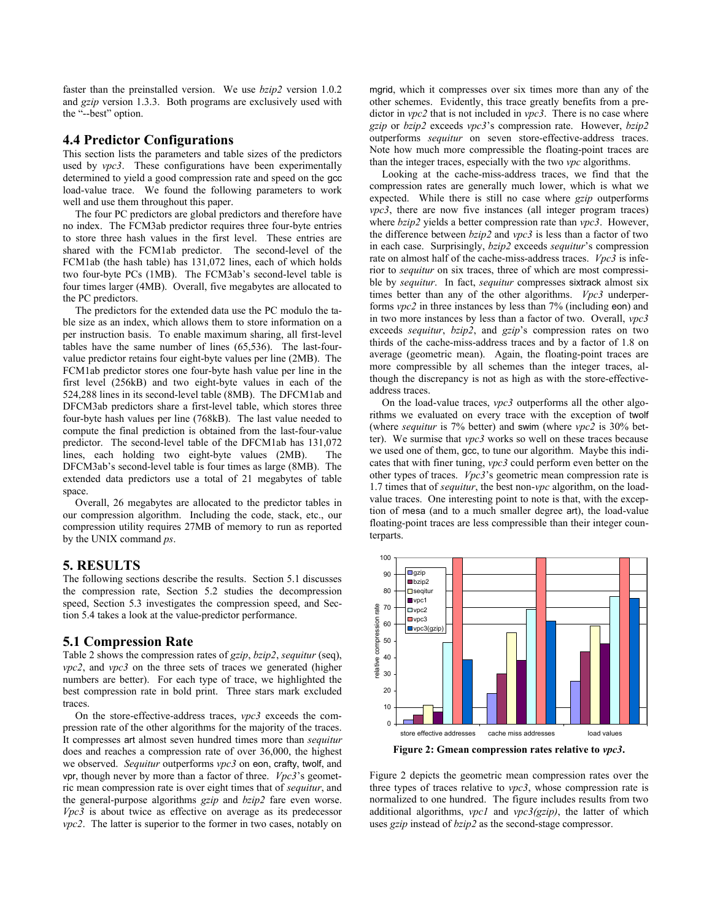faster than the preinstalled version. We use *bzip2* version 1.0.2 and *gzip* version 1.3.3. Both programs are exclusively used with the "--best" option.

### 4.4 Predictor Configurations

This section lists the parameters and table sizes of the predictors used by *vpc3*. These configurations have been experimentally determined to yield a good compression rate and speed on the gcc load-value trace. We found the following parameters to work well and use them throughout this paper.

The four PC predictors are global predictors and therefore have no index. The FCM3ab predictor requires three four-byte entries to store three hash values in the first level. These entries are shared with the FCM1ab predictor. The second-level of the FCM1ab (the hash table) has 131,072 lines, each of which holds two four-byte PCs (1MB). The FCM3ab's second-level table is four times larger (4MB). Overall, five megabytes are allocated to the PC predictors.

The predictors for the extended data use the PC modulo the table size as an index, which allows them to store information on a per instruction basis. To enable maximum sharing, all first-level tables have the same number of lines (65,536). The last-four-value predictor retains four eight-byte values per line (2MB). The FCM1ab predictor stores one four-byte hash value per line in the first level (256kB) and two eight-byte values in each of the 524,288 lines in its second-level table (8MB). The DFCM1ab and DFCM3ab predictors share a first-level table, which stores three four-byte hash values per line (768kB). The last value needed to compute the final prediction is obtained from the last-four-value predictor. The second-level table of the DFCM1ab has 131,072 lines, each holding two eight-byte values (2MB). The DFCM3ab's second-level table is four times as large (8MB). The extended data predictors use a total of 21 megabytes of table space.

Overall, 26 megabytes are allocated to the predictor tables in our compression algorithm. Including the code, stack, etc., our compression utility requires 27MB of memory to run as reported by the UNIX command *ps*.

## 5. RESULTS

The following sections describe the results. Section 5.1 discusses the compression rate, Section 5.2 studies the decompression speed, Section 5.3 investigates the compression speed, and Section 5.4 takes a look at the value-predictor performance.

### 5.1 Compression Rate

Table 2 shows the compression rates of *gzip*, *bzip2*, *sequitur* (seq), *vpc2*, and *vpc3* on the three sets of traces we generated (higher numbers are better). For each type of trace, we highlighted the best compression rate in bold print. Three stars mark excluded traces.

On the store-effective-address traces, *vpc3* exceeds the compression rate of the other algorithms for the majority of the traces. It compresses art almost seven hundred times more than *sequitur* does and reaches a compression rate of over 36,000, the highest we observed. *Sequitur* outperforms *vpc3* on eon, crafty, twolf, and vpr, though never by more than a factor of three. *Vpc3*'s geometric mean compression rate is over eight times that of *sequitur*, and the general-purpose algorithms *gzip* and *bzip2* fare even worse. *Vpc3* is about twice as effective on average as its predecessor *vpc2*. The latter is superior to the former in two cases, notably on mgrid, which it compresses over six times more than any of the other schemes. Evidently, this trace greatly benefits from a predictor in *vpc2* that is not included in *vpc3*. There is no case where *gzip* or *bzip2* exceeds *vpc3*'s compression rate. However, *bzip2* outperforms *sequitur* on seven store-effective-address traces. Note how much more compressible the floating-point traces are than the integer traces, especially with the two *vpc* algorithms.

Looking at the cache-miss-address traces, we find that the compression rates are generally much lower, which is what we expected. While there is still no case where *gzip* outperforms *vpc3*, there are now five instances (all integer program traces) where *bzip2* yields a better compression rate than *vpc3*. However, the difference between *bzip2* and *vpc3* is less than a factor of two in each case. Surprisingly, *bzip2* exceeds *sequitur*'s compression rate on almost half of the cache-miss-address traces. *Vpc3* is inferior to *sequitur* on six traces, three of which are most compressible by *sequitur*. In fact, *sequitur* compresses sixtrack almost six times better than any of the other algorithms. *Vpc3* underperforms *vpc2* in three instances by less than 7% (including eon) and in two more instances by less than a factor of two. Overall, *vpc3* exceeds *sequitur*, *bzip2*, and *gzip*'s compression rates on two thirds of the cache-miss-address traces and by a factor of 1.8 on average (geometric mean). Again, the floating-point traces are more compressible by all schemes than the integer traces, although the discrepancy is not as high as with the store-effective-address traces.

On the load-value traces, *vpc3* outperforms all the other algorithms we evaluated on every trace with the exception of twolf (where *sequitur* is 7% better) and swim (where *vpc2* is 30% better). We surmise that *vpc3* works so well on these traces because we used one of them, gcc, to tune our algorithm. Maybe this indicates that with finer tuning, *vpc3* could perform even better on the other types of traces. *Vpc3*'s geometric mean compression rate is 1.7 times that of *sequitur*, the best non-*vpc* algorithm, on the load-value traces. One interesting point to note is that, with the exception of mesa (and to a much smaller degree art), the load-value floating-point traces are less compressible than their integer counterparts.

**Figure 2: Gmean compression rates relative to *vpc3*.**

Figure 2 depicts the geometric mean compression rates over the three types of traces relative to *vpc3*, whose compression rate is normalized to one hundred. The figure includes results from two additional algorithms, *vpc1* and *vpc3(gzip)*, the latter of which uses *gzip* instead of *bzip2* as the second-stage compressor.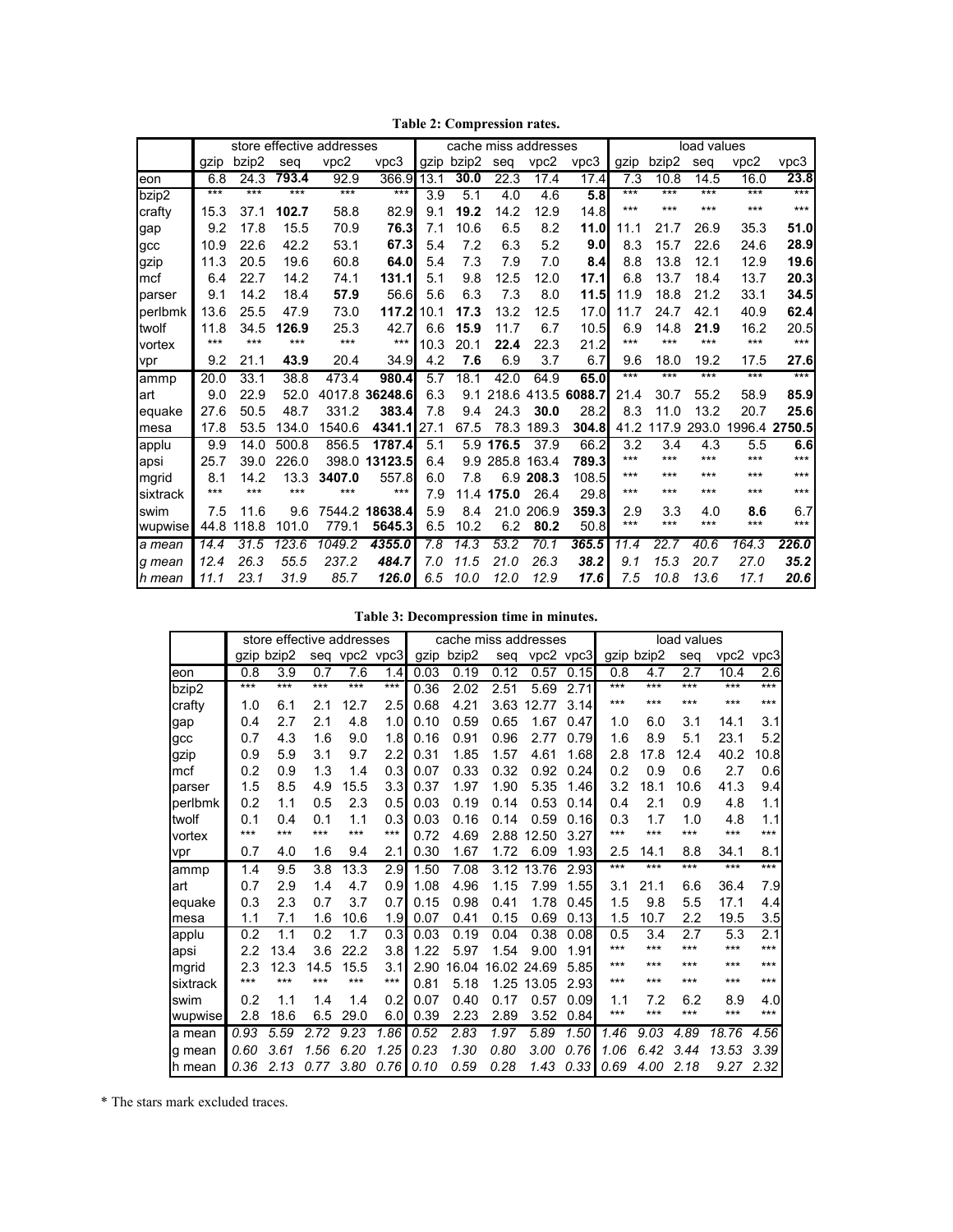**Table 2: Compression rates.**

| | store effective addresses | | | | | cache miss addresses | | | | | load values | | | | |
|---|---|---|---|---|---|---|---|---|---|---|---|---|---|---|---|
| | gzip | bzip2 | seq | vpc2 | vpc3 | gzip | bzip2 | seq | vpc2 | vpc3 | gzip | bzip2 | seq | vpc2 | vpc3 |
| eon | 6.8 | 24.3 | **793.4** | 92.9 | 366.9 | 13.1 | **30.0** | 22.3 | 17.4 | 17.4 | 7.3 | 10.8 | 14.5 | 16.0 | **23.8** |
| bzip2 | *** | *** | *** | *** | *** | 3.9 | 5.1 | 4.0 | 4.6 | **5.8** | *** | *** | *** | *** | *** |
| crafty | 15.3 | 37.1 | **102.7** | 58.8 | 82.9 | 9.1 | **19.2** | 14.2 | 12.9 | 14.8 | *** | *** | *** | *** | *** |
| gap | 9.2 | 17.8 | 15.5 | 70.9 | **76.3** | 7.1 | 10.6 | 6.5 | 8.2 | **11.0** | 11.1 | 21.7 | 26.9 | 35.3 | **51.0** |
| gcc | 10.9 | 22.6 | 42.2 | 53.1 | **67.3** | 5.4 | 7.2 | 6.3 | 5.2 | **9.0** | 8.3 | 15.7 | 22.6 | 24.6 | **28.9** |
| gzip | 11.3 | 20.5 | 19.6 | 60.8 | **64.0** | 5.4 | 7.3 | 7.9 | 7.0 | **8.4** | 8.8 | 13.8 | 12.1 | 12.9 | **19.6** |
| mcf | 6.4 | 22.7 | 14.2 | 74.1 | **131.1** | 5.1 | 9.8 | 12.5 | 12.0 | **17.1** | 6.8 | 13.7 | 18.4 | 13.7 | **20.3** |
| parser | 9.1 | 14.2 | 18.4 | **57.9** | 56.6 | 5.6 | 6.3 | 7.3 | 8.0 | **11.5** | 11.9 | 18.8 | 21.2 | 33.1 | **34.5** |
| perlbmk | 13.6 | 25.5 | 47.9 | 73.0 | **117.2** | 10.1 | **17.3** | 13.2 | 12.5 | 17.0 | 11.7 | 24.7 | 42.1 | 40.9 | **62.4** |
| twolf | 11.8 | 34.5 | **126.9** | 25.3 | 42.7 | 6.6 | **15.9** | 11.7 | 6.7 | 10.5 | 6.9 | 14.8 | **21.9** | 16.2 | 20.5 |
| vortex | *** | *** | *** | *** | *** | 10.3 | 20.1 | **22.4** | 22.3 | 21.2 | *** | *** | *** | *** | *** |
| vpr | 9.2 | 21.1 | **43.9** | 20.4 | 34.9 | 4.2 | **7.6** | 6.9 | 3.7 | 6.7 | 9.6 | 18.0 | 19.2 | 17.5 | **27.6** |
| ammp | 20.0 | 33.1 | 38.8 | 473.4 | **980.4** | 5.7 | 18.1 | 42.0 | 64.9 | **65.0** | *** | *** | *** | *** | *** |
| art | 9.0 | 22.9 | 52.0 | 4017.8 | **36248.6** | 6.3 | 9.1 | 218.6 | 413.5 | **6088.7** | 21.4 | 30.7 | 55.2 | 58.9 | **85.9** |
| equake | 27.6 | 50.5 | 48.7 | 331.2 | **383.4** | 7.8 | 9.4 | 24.3 | **30.0** | 28.2 | 8.3 | 11.0 | 13.2 | 20.7 | **25.6** |
| mesa | 17.8 | 53.5 | 134.0 | 1540.6 | **4341.1** | 27.1 | 67.5 | 78.3 | 189.3 | **304.8** | 41.2 | 117.9 | 293.0 | 1996.4 | **2750.5** |
| applu | 9.9 | 14.0 | 500.8 | 856.5 | **1787.4** | 5.1 | 5.9 | **176.5** | 37.9 | 66.2 | 3.2 | 3.4 | 4.3 | 5.5 | **6.6** |
| apsi | 25.7 | 39.0 | 226.0 | 398.0 | **13123.5** | 6.4 | 9.9 | 285.8 | 163.4 | **789.3** | *** | *** | *** | *** | *** |
| mgrid | 8.1 | 14.2 | 13.3 | **3407.0** | 557.8 | 6.0 | 7.8 | 6.9 | **208.3** | 108.5 | *** | *** | *** | *** | *** |
| sixtrack | *** | *** | *** | *** | *** | 7.9 | 11.4 | **175.0** | 26.4 | 29.8 | *** | *** | *** | *** | *** |
| swim | 7.5 | 11.6 | 9.6 | 7544.2 | **18638.4** | 5.9 | 8.4 | 21.0 | 206.9 | **359.3** | 2.9 | 3.3 | 4.0 | **8.6** | 6.7 |
| wupwise | 44.8 | 118.8 | 101.0 | 779.1 | **5645.3** | 6.5 | 10.2 | 6.2 | **80.2** | 50.8 | *** | *** | *** | *** | *** |
| *a mean* | *14.4* | *31.5* | *123.6* | *1049.2* | ***4355.0*** | *7.8* | *14.3* | *53.2* | *70.1* | ***365.5*** | *11.4* | *22.7* | *40.6* | *164.3* | ***226.0*** |
| *g mean* | *12.4* | *26.3* | *55.5* | *237.2* | ***484.7*** | *7.0* | *11.5* | *21.0* | *26.3* | ***38.2*** | *9.1* | *15.3* | *20.7* | *27.0* | ***35.2*** |
| *h mean* | *11.1* | *23.1* | *31.9* | *85.7* | ***126.0*** | *6.5* | *10.0* | *12.0* | *12.9* | ***17.6*** | *7.5* | *10.8* | *13.6* | *17.1* | ***20.6*** |

**Table 3: Decompression time in minutes.**

| | store effective addresses | | | | | cache miss addresses | | | | | load values | | | | |
|---|---|---|---|---|---|---|---|---|---|---|---|---|---|---|---|
| | gzip | bzip2 | seq | vpc2 | vpc3 | gzip | bzip2 | seq | vpc2 | vpc3 | gzip | bzip2 | seq | vpc2 | vpc3 |
| eon | 0.8 | 3.9 | 0.7 | 7.6 | 1.4 | 0.03 | 0.19 | 0.12 | 0.57 | 0.15 | 0.8 | 4.7 | 2.7 | 10.4 | 2.6 |
| bzip2 | *** | *** | *** | *** | *** | 0.36 | 2.02 | 2.51 | 5.69 | 2.71 | *** | *** | *** | *** | *** |
| crafty | 1.0 | 6.1 | 2.1 | 12.7 | 2.5 | 0.68 | 4.21 | 3.63 | 12.77 | 3.14 | *** | *** | *** | *** | *** |
| gap | 0.4 | 2.7 | 2.1 | 4.8 | 1.0 | 0.10 | 0.59 | 0.65 | 1.67 | 0.47 | 1.0 | 6.0 | 3.1 | 14.1 | 3.1 |
| gcc | 0.7 | 4.3 | 1.6 | 9.0 | 1.8 | 0.16 | 0.91 | 0.96 | 2.77 | 0.79 | 1.6 | 8.9 | 5.1 | 23.1 | 5.2 |
| gzip | 0.9 | 5.9 | 3.1 | 9.7 | 2.2 | 0.31 | 1.85 | 1.57 | 4.61 | 1.68 | 2.8 | 17.8 | 12.4 | 40.2 | 10.8 |
| mcf | 0.2 | 0.9 | 1.3 | 1.4 | 0.3 | 0.07 | 0.33 | 0.32 | 0.92 | 0.24 | 0.2 | 0.9 | 0.6 | 2.7 | 0.6 |
| parser | 1.5 | 8.5 | 4.9 | 15.5 | 3.3 | 0.37 | 1.97 | 1.90 | 5.35 | 1.46 | 3.2 | 18.1 | 10.6 | 41.3 | 9.4 |
| perlbmk | 0.2 | 1.1 | 0.5 | 2.3 | 0.5 | 0.03 | 0.19 | 0.14 | 0.53 | 0.14 | 0.4 | 2.1 | 0.9 | 4.8 | 1.1 |
| twolf | 0.1 | 0.4 | 0.1 | 1.1 | 0.3 | 0.03 | 0.16 | 0.14 | 0.59 | 0.16 | 0.3 | 1.7 | 1.0 | 4.8 | 1.1 |
| vortex | *** | *** | *** | *** | *** | 0.72 | 4.69 | 2.88 | 12.50 | 3.27 | *** | *** | *** | *** | *** |
| vpr | 0.7 | 4.0 | 1.6 | 9.4 | 2.1 | 0.30 | 1.67 | 1.72 | 6.09 | 1.93 | 2.5 | 14.1 | 8.8 | 34.1 | 8.1 |
| ammp | 1.4 | 9.5 | 3.8 | 13.3 | 2.9 | 1.50 | 7.08 | 3.12 | 13.76 | 2.93 | *** | *** | *** | *** | *** |
| art | 0.7 | 2.9 | 1.4 | 4.7 | 0.9 | 1.08 | 4.96 | 1.15 | 7.99 | 1.55 | 3.1 | 21.1 | 6.6 | 36.4 | 7.9 |
| equake | 0.3 | 2.3 | 0.7 | 3.7 | 0.7 | 0.15 | 0.98 | 0.41 | 1.78 | 0.45 | 1.5 | 9.8 | 5.5 | 17.1 | 4.4 |
| mesa | 1.1 | 7.1 | 1.6 | 10.6 | 1.9 | 0.07 | 0.41 | 0.15 | 0.69 | 0.13 | 1.5 | 10.7 | 2.2 | 19.5 | 3.5 |
| applu | 0.2 | 1.1 | 0.2 | 1.7 | 0.3 | 0.03 | 0.19 | 0.04 | 0.38 | 0.08 | 0.5 | 3.4 | 2.7 | 5.3 | 2.1 |
| apsi | 2.2 | 13.4 | 3.6 | 22.2 | 3.8 | 1.22 | 5.97 | 1.54 | 9.00 | 1.91 | *** | *** | *** | *** | *** |
| mgrid | 2.3 | 12.3 | 14.5 | 15.5 | 3.1 | 2.90 | 16.04 | 16.02 | 24.69 | 5.85 | *** | *** | *** | *** | *** |
| sixtrack | *** | *** | *** | *** | *** | 0.81 | 5.18 | 1.25 | 13.05 | 2.93 | *** | *** | *** | *** | *** |
| swim | 0.2 | 1.1 | 1.4 | 1.4 | 0.2 | 0.07 | 0.40 | 0.17 | 0.57 | 0.09 | 1.1 | 7.2 | 6.2 | 8.9 | 4.0 |
| wupwise | 2.8 | 18.6 | 6.5 | 29.0 | 6.0 | 0.39 | 2.23 | 2.89 | 3.52 | 0.84 | *** | *** | *** | *** | *** |
| *a mean* | *0.93* | *5.59* | *2.72* | *9.23* | *1.86* | *0.52* | *2.83* | *1.97* | *5.89* | *1.50* | *1.46* | *9.03* | *4.89* | *18.76* | *4.56* |
| *g mean* | *0.60* | *3.61* | *1.56* | *6.20* | *1.25* | *0.23* | *1.30* | *0.80* | *3.00* | *0.76* | *1.06* | *6.42* | *3.44* | *13.53* | *3.39* |
| *h mean* | *0.36* | *2.13* | *0.77* | *3.80* | *0.76* | *0.10* | *0.59* | *0.28* | *1.43* | *0.33* | *0.69* | *4.00* | *2.18* | *9.27* | *2.32* |

* The stars mark excluded traces.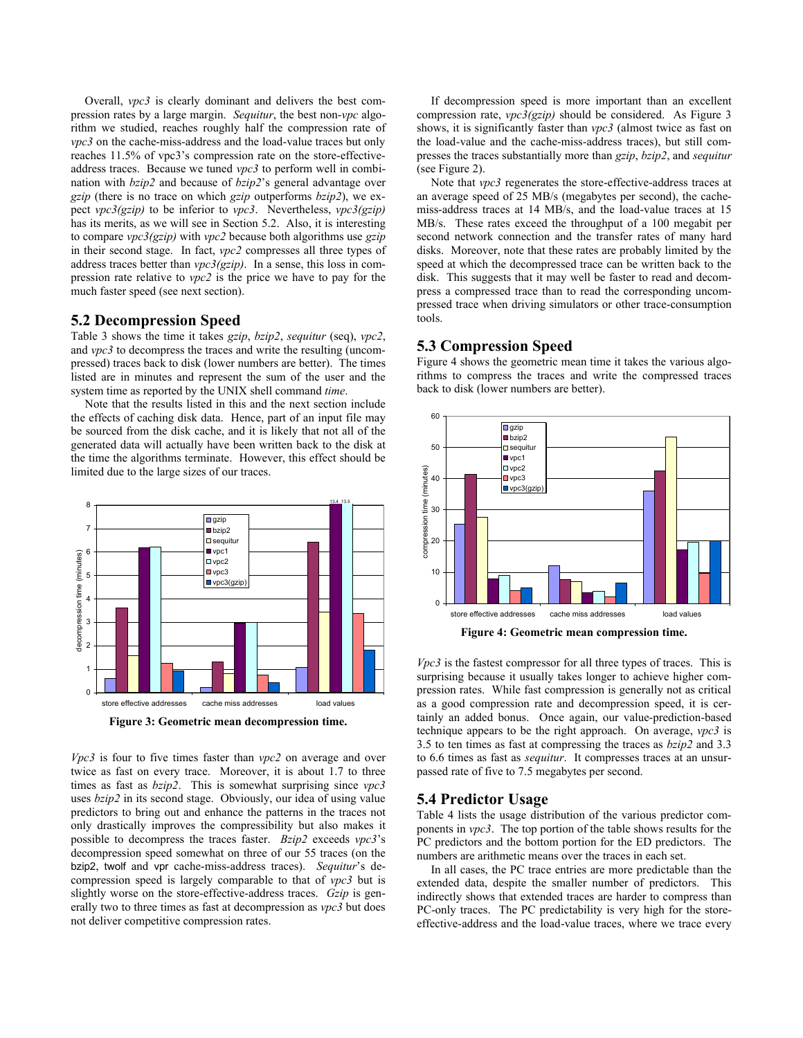Overall, *vpc3* is clearly dominant and delivers the best compression rates by a large margin. *Sequitur*, the best non-*vpc* algorithm we studied, reaches roughly half the compression rate of *vpc3* on the cache-miss-address and the load-value traces but only reaches 11.5% of vpc3's compression rate on the store-effective-address traces. Because we tuned *vpc3* to perform well in combination with *bzip2* and because of *bzip2*'s general advantage over *gzip* (there is no trace on which *gzip* outperforms *bzip2*), we expect *vpc3(gzip)* to be inferior to *vpc3*. Nevertheless, *vpc3(gzip)* has its merits, as we will see in Section 5.2. Also, it is interesting to compare *vpc3(gzip)* with *vpc2* because both algorithms use *gzip* in their second stage. In fact, *vpc2* compresses all three types of address traces better than *vpc3(gzip)*. In a sense, this loss in compression rate relative to *vpc2* is the price we have to pay for the much faster speed (see next section).

## 5.2 Decompression Speed

Table 3 shows the time it takes *gzip*, *bzip2*, *sequitur* (seq), *vpc2*, and *vpc3* to decompress the traces and write the resulting (uncompressed) traces back to disk (lower numbers are better). The times listed are in minutes and represent the sum of the user and the system time as reported by the UNIX shell command *time*.

Note that the results listed in this and the next section include the effects of caching disk data. Hence, part of an input file may be sourced from the disk cache, and it is likely that not all of the generated data will actually have been written back to the disk at the time the algorithms terminate. However, this effect should be limited due to the large sizes of our traces.

**Figure 3: Geometric mean decompression time.**

*Vpc3* is four to five times faster than *vpc2* on average and over twice as fast on every trace. Moreover, it is about 1.7 to three times as fast as *bzip2*. This is somewhat surprising since *vpc3* uses *bzip2* in its second stage. Obviously, our idea of using value predictors to bring out and enhance the patterns in the traces not only drastically improves the compressibility but also makes it possible to decompress the traces faster. *Bzip2* exceeds *vpc3*'s decompression speed somewhat on three of our 55 traces (on the bzip2, twolf and vpr cache-miss-address traces). *Sequitur*'s decompression speed is largely comparable to that of *vpc3* but is slightly worse on the store-effective-address traces. *Gzip* is generally two to three times as fast at decompression as *vpc3* but does not deliver competitive compression rates.

If decompression speed is more important than an excellent compression rate, *vpc3(gzip)* should be considered. As Figure 3 shows, it is significantly faster than *vpc3* (almost twice as fast on the load-value and the cache-miss-address traces), but still compresses the traces substantially more than *gzip*, *bzip2*, and *sequitur* (see Figure 2).

Note that *vpc3* regenerates the store-effective-address traces at an average speed of 25 MB/s (megabytes per second), the cache-miss-address traces at 14 MB/s, and the load-value traces at 15 MB/s. These rates exceed the throughput of a 100 megabit per second network connection and the transfer rates of many hard disks. Moreover, note that these rates are probably limited by the speed at which the decompressed trace can be written back to the disk. This suggests that it may well be faster to read and decompress a compressed trace than to read the corresponding uncompressed trace when driving simulators or other trace-consumption tools.

## 5.3 Compression Speed

Figure 4 shows the geometric mean time it takes the various algorithms to compress the traces and write the compressed traces back to disk (lower numbers are better).

**Figure 4: Geometric mean compression time.**

*Vpc3* is the fastest compressor for all three types of traces. This is surprising because it usually takes longer to achieve higher compression rates. While fast compression is generally not as critical as a good compression rate and decompression speed, it is certainly an added bonus. Once again, our value-prediction-based technique appears to be the right approach. On average, *vpc3* is 3.5 to ten times as fast at compressing the traces as *bzip2* and 3.3 to 6.6 times as fast as *sequitur*. It compresses traces at an unsurpassed rate of five to 7.5 megabytes per second.

## 5.4 Predictor Usage

Table 4 lists the usage distribution of the various predictor components in *vpc3*. The top portion of the table shows results for the PC predictors and the bottom portion for the ED predictors. The numbers are arithmetic means over the traces in each set.

In all cases, the PC trace entries are more predictable than the extended data, despite the smaller number of predictors. This indirectly shows that extended traces are harder to compress than PC-only traces. The PC predictability is very high for the store-effective-address and the load-value traces, where we trace every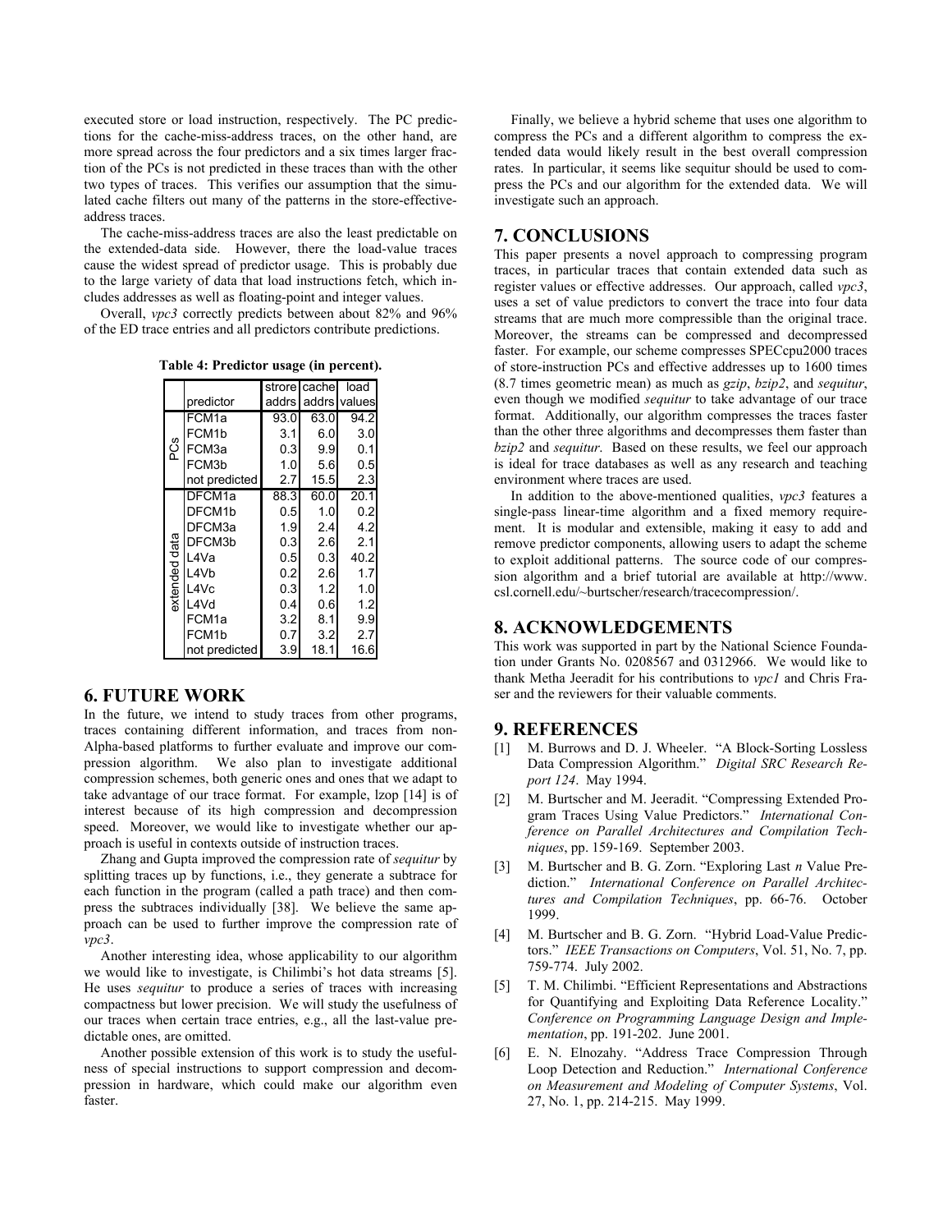executed store or load instruction, respectively. The PC predictions for the cache-miss-address traces, on the other hand, are more spread across the four predictors and a six times larger fraction of the PCs is not predicted in these traces than with the other two types of traces. This verifies our assumption that the simulated cache filters out many of the patterns in the store-effective-address traces.

The cache-miss-address traces are also the least predictable on the extended-data side. However, there the load-value traces cause the widest spread of predictor usage. This is probably due to the large variety of data that load instructions fetch, which includes addresses as well as floating-point and integer values.

Overall, *vpc3* correctly predicts between about 82% and 96% of the ED trace entries and all predictors contribute predictions.

**Table 4: Predictor usage (in percent).**

| | predictor | strore addrs | cache addrs | load values |
|---|---|---|---|---|
| PCs | FCM1a | 93.0 | 63.0 | 94.2 |
| | FCM1b | 3.1 | 6.0 | 3.0 |
| | FCM3a | 0.3 | 9.9 | 0.1 |
| | FCM3b | 1.0 | 5.6 | 0.5 |
| | not predicted | 2.7 | 15.5 | 2.3 |
| extended data | DFCM1a | 88.3 | 60.0 | 20.1 |
| | DFCM1b | 0.5 | 1.0 | 0.2 |
| | DFCM3a | 1.9 | 2.4 | 4.2 |
| | DFCM3b | 0.3 | 2.6 | 2.1 |
| | L4Va | 0.5 | 0.3 | 40.2 |
| | L4Vb | 0.2 | 2.6 | 1.7 |
| | L4Vc | 0.3 | 1.2 | 1.0 |
| | L4Vd | 0.4 | 0.6 | 1.2 |
| | FCM1a | 3.2 | 8.1 | 9.9 |
| | FCM1b | 0.7 | 3.2 | 2.7 |
| | not predicted | 3.9 | 18.1 | 16.6 |

## 6. FUTURE WORK

In the future, we intend to study traces from other programs, traces containing different information, and traces from non-Alpha-based platforms to further evaluate and improve our compression algorithm. We also plan to investigate additional compression schemes, both generic ones and ones that we adapt to take advantage of our trace format. For example, lzop [14] is of interest because of its high compression and decompression speed. Moreover, we would like to investigate whether our approach is useful in contexts outside of instruction traces.

Zhang and Gupta improved the compression rate of *sequitur* by splitting traces up by functions, i.e., they generate a subtrace for each function in the program (called a path trace) and then compress the subtraces individually [38]. We believe the same approach can be used to further improve the compression rate of *vpc3*.

Another interesting idea, whose applicability to our algorithm we would like to investigate, is Chilimbi's hot data streams [5]. He uses *sequitur* to produce a series of traces with increasing compactness but lower precision. We will study the usefulness of our traces when certain trace entries, e.g., all the last-value predictable ones, are omitted.

Another possible extension of this work is to study the usefulness of special instructions to support compression and decompression in hardware, which could make our algorithm even faster.

Finally, we believe a hybrid scheme that uses one algorithm to compress the PCs and a different algorithm to compress the extended data would likely result in the best overall compression rates. In particular, it seems like sequitur should be used to compress the PCs and our algorithm for the extended data. We will investigate such an approach.

## 7. CONCLUSIONS

This paper presents a novel approach to compressing program traces, in particular traces that contain extended data such as register values or effective addresses. Our approach, called *vpc3*, uses a set of value predictors to convert the trace into four data streams that are much more compressible than the original trace. Moreover, the streams can be compressed and decompressed faster. For example, our scheme compresses SPECcpu2000 traces of store-instruction PCs and effective addresses up to 1600 times (8.7 times geometric mean) as much as *gzip*, *bzip2*, and *sequitur*, even though we modified *sequitur* to take advantage of our trace format. Additionally, our algorithm compresses the traces faster than the other three algorithms and decompresses them faster than *bzip2* and *sequitur*. Based on these results, we feel our approach is ideal for trace databases as well as any research and teaching environment where traces are used.

In addition to the above-mentioned qualities, *vpc3* features a single-pass linear-time algorithm and a fixed memory requirement. It is modular and extensible, making it easy to add and remove predictor components, allowing users to adapt the scheme to exploit additional patterns. The source code of our compression algorithm and a brief tutorial are available at http://www.csl.cornell.edu/~burtscher/research/tracecompression/.

## 8. ACKNOWLEDGEMENTS

This work was supported in part by the National Science Foundation under Grants No. 0208567 and 0312966. We would like to thank Metha Jeeradit for his contributions to *vpc1* and Chris Fraser and the reviewers for their valuable comments.

## 9. REFERENCES

[1] M. Burrows and D. J. Wheeler. "A Block-Sorting Lossless Data Compression Algorithm." *Digital SRC Research Report 124*. May 1994.

[2] M. Burtscher and M. Jeeradit. "Compressing Extended Program Traces Using Value Predictors." *International Conference on Parallel Architectures and Compilation Techniques*, pp. 159-169. September 2003.

[3] M. Burtscher and B. G. Zorn. "Exploring Last *n* Value Prediction." *International Conference on Parallel Architectures and Compilation Techniques*, pp. 66-76. October 1999.

[4] M. Burtscher and B. G. Zorn. "Hybrid Load-Value Predictors." *IEEE Transactions on Computers*, Vol. 51, No. 7, pp. 759-774. July 2002.

[5] T. M. Chilimbi. "Efficient Representations and Abstractions for Quantifying and Exploiting Data Reference Locality." *Conference on Programming Language Design and Implementation*, pp. 191-202. June 2001.

[6] E. N. Elnozahy. "Address Trace Compression Through Loop Detection and Reduction." *International Conference on Measurement and Modeling of Computer Systems*, Vol. 27, No. 1, pp. 214-215. May 1999.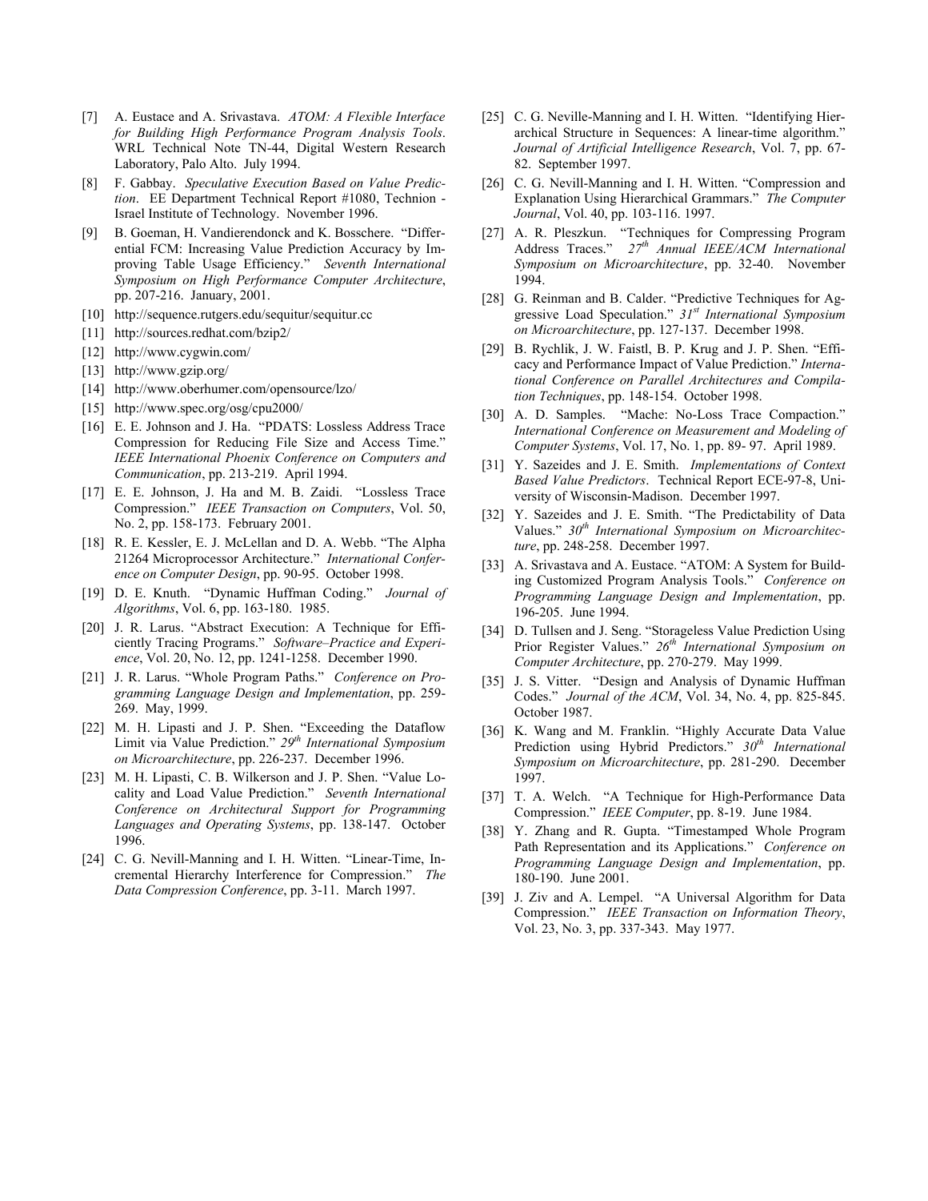[7] A. Eustace and A. Srivastava. *ATOM: A Flexible Interface for Building High Performance Program Analysis Tools*. WRL Technical Note TN-44, Digital Western Research Laboratory, Palo Alto. July 1994.

[8] F. Gabbay. *Speculative Execution Based on Value Prediction*. EE Department Technical Report #1080, Technion - Israel Institute of Technology. November 1996.

[9] B. Goeman, H. Vandierendonck and K. Bosschere. "Differential FCM: Increasing Value Prediction Accuracy by Improving Table Usage Efficiency." *Seventh International Symposium on High Performance Computer Architecture*, pp. 207-216. January, 2001.

[10] http://sequence.rutgers.edu/sequitur/sequitur.cc

[11] http://sources.redhat.com/bzip2/

[12] http://www.cygwin.com/

[13] http://www.gzip.org/

[14] http://www.oberhumer.com/opensource/lzo/

[15] http://www.spec.org/osg/cpu2000/

[16] E. E. Johnson and J. Ha. "PDATS: Lossless Address Trace Compression for Reducing File Size and Access Time." *IEEE International Phoenix Conference on Computers and Communication*, pp. 213-219. April 1994.

[17] E. E. Johnson, J. Ha and M. B. Zaidi. "Lossless Trace Compression." *IEEE Transaction on Computers*, Vol. 50, No. 2, pp. 158-173. February 2001.

[18] R. E. Kessler, E. J. McLellan and D. A. Webb. "The Alpha 21264 Microprocessor Architecture." *International Conference on Computer Design*, pp. 90-95. October 1998.

[19] D. E. Knuth. "Dynamic Huffman Coding." *Journal of Algorithms*, Vol. 6, pp. 163-180. 1985.

[20] J. R. Larus. "Abstract Execution: A Technique for Efficiently Tracing Programs." *Software–Practice and Experience*, Vol. 20, No. 12, pp. 1241-1258. December 1990.

[21] J. R. Larus. "Whole Program Paths." *Conference on Programming Language Design and Implementation*, pp. 259-269. May, 1999.

[22] M. H. Lipasti and J. P. Shen. "Exceeding the Dataflow Limit via Value Prediction." *29th International Symposium on Microarchitecture*, pp. 226-237. December 1996.

[23] M. H. Lipasti, C. B. Wilkerson and J. P. Shen. "Value Locality and Load Value Prediction." *Seventh International Conference on Architectural Support for Programming Languages and Operating Systems*, pp. 138-147. October 1996.

[24] C. G. Nevill-Manning and I. H. Witten. "Linear-Time, Incremental Hierarchy Interference for Compression." *The Data Compression Conference*, pp. 3-11. March 1997.

[25] C. G. Neville-Manning and I. H. Witten. "Identifying Hierarchical Structure in Sequences: A linear-time algorithm." *Journal of Artificial Intelligence Research*, Vol. 7, pp. 67-82. September 1997.

[26] C. G. Nevill-Manning and I. H. Witten. "Compression and Explanation Using Hierarchical Grammars." *The Computer Journal*, Vol. 40, pp. 103-116. 1997.

[27] A. R. Pleszkun. "Techniques for Compressing Program Address Traces." *27th Annual IEEE/ACM International Symposium on Microarchitecture*, pp. 32-40. November 1994.

[28] G. Reinman and B. Calder. "Predictive Techniques for Aggressive Load Speculation." *31st International Symposium on Microarchitecture*, pp. 127-137. December 1998.

[29] B. Rychlik, J. W. Faistl, B. P. Krug and J. P. Shen. "Efficacy and Performance Impact of Value Prediction." *International Conference on Parallel Architectures and Compilation Techniques*, pp. 148-154. October 1998.

[30] A. D. Samples. "Mache: No-Loss Trace Compaction." *International Conference on Measurement and Modeling of Computer Systems*, Vol. 17, No. 1, pp. 89- 97. April 1989.

[31] Y. Sazeides and J. E. Smith. *Implementations of Context Based Value Predictors*. Technical Report ECE-97-8, University of Wisconsin-Madison. December 1997.

[32] Y. Sazeides and J. E. Smith. "The Predictability of Data Values." *30th International Symposium on Microarchitecture*, pp. 248-258. December 1997.

[33] A. Srivastava and A. Eustace. "ATOM: A System for Building Customized Program Analysis Tools." *Conference on Programming Language Design and Implementation*, pp. 196-205. June 1994.

[34] D. Tullsen and J. Seng. "Storageless Value Prediction Using Prior Register Values." *26th International Symposium on Computer Architecture*, pp. 270-279. May 1999.

[35] J. S. Vitter. "Design and Analysis of Dynamic Huffman Codes." *Journal of the ACM*, Vol. 34, No. 4, pp. 825-845. October 1987.

[36] K. Wang and M. Franklin. "Highly Accurate Data Value Prediction using Hybrid Predictors." *30th International Symposium on Microarchitecture*, pp. 281-290. December 1997.

[37] T. A. Welch. "A Technique for High-Performance Data Compression." *IEEE Computer*, pp. 8-19. June 1984.

[38] Y. Zhang and R. Gupta. "Timestamped Whole Program Path Representation and its Applications." *Conference on Programming Language Design and Implementation*, pp. 180-190. June 2001.

[39] J. Ziv and A. Lempel. "A Universal Algorithm for Data Compression." *IEEE Transaction on Information Theory*, Vol. 23, No. 3, pp. 337-343. May 1977.